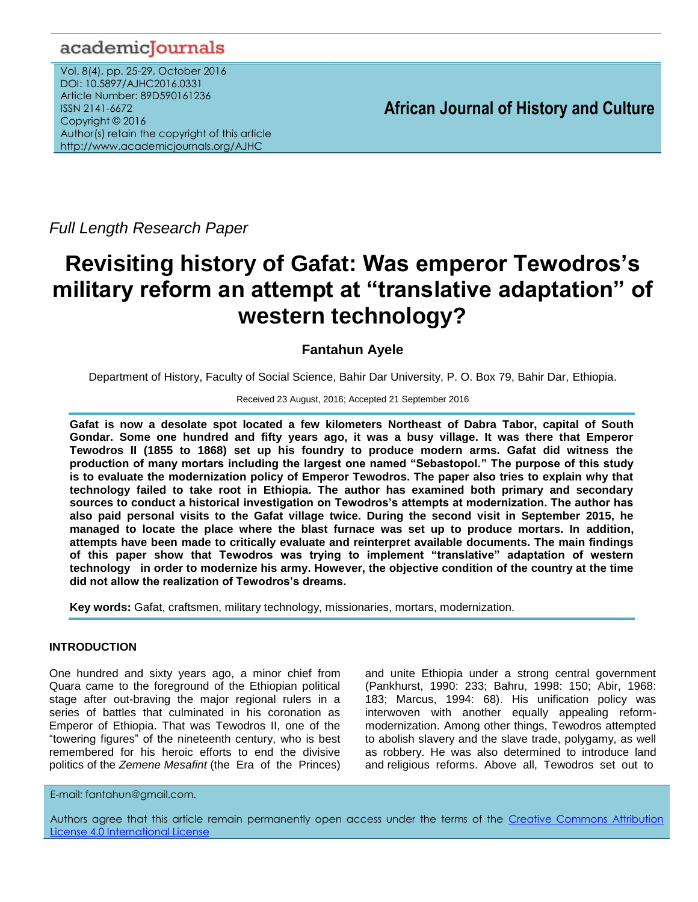academicJournals

African Journal of History and Culture

*Full Length Research Paper*

# Revisiting history of Gafat: Was emperor Tewodros's military reform an attempt at "translative adaptation" of western technology?

**Fantahun Ayele**

Department of History, Faculty of Social Science, Bahir Dar University, P. O. Box 79, Bahir Dar, Ethiopia.

Received 23 August, 2016; Accepted 21 September 2016

**Gafat is now a desolate spot located a few kilometers Northeast of Dabra Tabor, capital of South Gondar. Some one hundred and fifty years ago, it was a busy village. It was there that Emperor Tewodros II (1855 to 1868) set up his foundry to produce modern arms. Gafat did witness the production of many mortars including the largest one named "Sebastopol." The purpose of this study is to evaluate the modernization policy of Emperor Tewodros. The paper also tries to explain why that technology failed to take root in Ethiopia. The author has examined both primary and secondary sources to conduct a historical investigation on Tewodros's attempts at modernization. The author has also paid personal visits to the Gafat village twice. During the second visit in September 2015, he managed to locate the place where the blast furnace was set up to produce mortars. In addition, attempts have been made to critically evaluate and reinterpret available documents. The main findings of this paper show that Tewodros was trying to implement "translative" adaptation of western technology in order to modernize his army. However, the objective condition of the country at the time did not allow the realization of Tewodros's dreams.**

**Key words:** Gafat, craftsmen, military technology, missionaries, mortars, modernization.

## INTRODUCTION

One hundred and sixty years ago, a minor chief from Quara came to the foreground of the Ethiopian political stage after out-braving the major regional rulers in a series of battles that culminated in his coronation as Emperor of Ethiopia. That was Tewodros II, one of the "towering figures" of the nineteenth century, who is best remembered for his heroic efforts to end the divisive politics of the *Zemene Mesafint* (the Era of the Princes) and unite Ethiopia under a strong central government (Pankhurst, 1990: 233; Bahru, 1998: 150; Abir, 1968: 183; Marcus, 1994: 68). His unification policy was interwoven with another equally appealing reform-modernization. Among other things, Tewodros attempted to abolish slavery and the slave trade, polygamy, as well as robbery. He was also determined to introduce land and religious reforms. Above all, Tewodros set out to

E-mail: fantahun@gmail.com.

Authors agree that this article remain permanently open access under the terms of the Creative Commons Attribution License 4.0 International License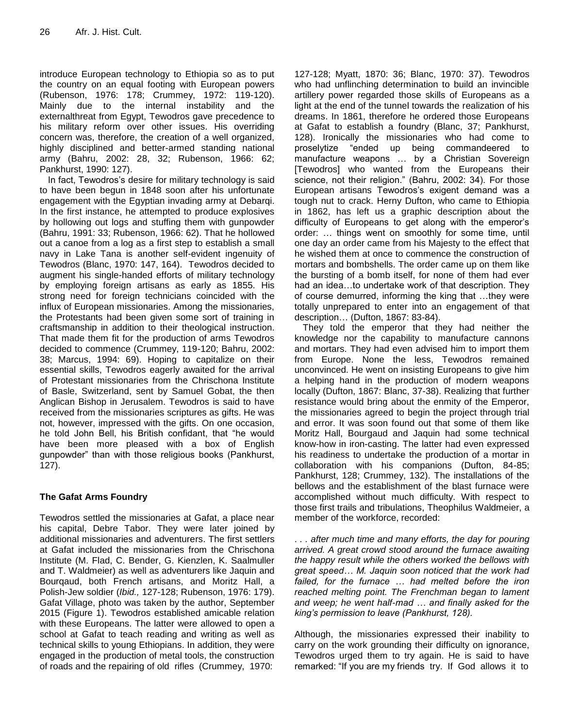introduce European technology to Ethiopia so as to put the country on an equal footing with European powers (Rubenson, 1976: 178; Crummey, 1972: 119-120). Mainly due to the internal instability and the externalthreat from Egypt, Tewodros gave precedence to his military reform over other issues. His overriding concern was, therefore, the creation of a well organized, highly disciplined and better-armed standing national army (Bahru, 2002: 28, 32; Rubenson, 1966: 62; Pankhurst, 1990: 127).

In fact, Tewodros's desire for military technology is said to have been begun in 1848 soon after his unfortunate engagement with the Egyptian invading army at Debarqi. In the first instance, he attempted to produce explosives by hollowing out logs and stuffing them with gunpowder (Bahru, 1991: 33; Rubenson, 1966: 62). That he hollowed out a canoe from a log as a first step to establish a small navy in Lake Tana is another self-evident ingenuity of Tewodros (Blanc, 1970: 147, 164). Tewodros decided to augment his single-handed efforts of military technology by employing foreign artisans as early as 1855. His strong need for foreign technicians coincided with the influx of European missionaries. Among the missionaries, the Protestants had been given some sort of training in craftsmanship in addition to their theological instruction. That made them fit for the production of arms Tewodros decided to commence (Crummey, 119-120; Bahru, 2002: 38; Marcus, 1994: 69). Hoping to capitalize on their essential skills, Tewodros eagerly awaited for the arrival of Protestant missionaries from the Chrischona Institute of Basle, Switzerland, sent by Samuel Gobat, the then Anglican Bishop in Jerusalem. Tewodros is said to have received from the missionaries scriptures as gifts. He was not, however, impressed with the gifts. On one occasion, he told John Bell, his British confidant, that "he would have been more pleased with a box of English gunpowder" than with those religious books (Pankhurst, 127).

## The Gafat Arms Foundry

Tewodros settled the missionaries at Gafat, a place near his capital, Debre Tabor. They were later joined by additional missionaries and adventurers. The first settlers at Gafat included the missionaries from the Chrischona Institute (M. Flad, C. Bender, G. Kienzlen, K. Saalmuller and T. Waldmeier) as well as adventurers like Jaquin and Bourqaud, both French artisans, and Moritz Hall, a Polish-Jew soldier (*Ibid.,* 127-128; Rubenson, 1976: 179). Gafat Village, photo was taken by the author, September 2015 (Figure 1). Tewodros established amicable relation with these Europeans. The latter were allowed to open a school at Gafat to teach reading and writing as well as technical skills to young Ethiopians. In addition, they were engaged in the production of metal tools, the construction of roads and the repairing of old rifles (Crummey, 1970: 127-128; Myatt, 1870: 36; Blanc, 1970: 37). Tewodros who had unflinching determination to build an invincible artillery power regarded those skills of Europeans as a light at the end of the tunnel towards the realization of his dreams. In 1861, therefore he ordered those Europeans at Gafat to establish a foundry (Blanc, 37; Pankhurst, 128). Ironically the missionaries who had come to proselytize "ended up being commandeered to manufacture weapons … by a Christian Sovereign [Tewodros] who wanted from the Europeans their science, not their religion." (Bahru, 2002: 34). For those European artisans Tewodros's exigent demand was a tough nut to crack. Herny Dufton, who came to Ethiopia in 1862, has left us a graphic description about the difficulty of Europeans to get along with the emperor's order: … things went on smoothly for some time, until one day an order came from his Majesty to the effect that he wished them at once to commence the construction of mortars and bombshells. The order came up on them like the bursting of a bomb itself, for none of them had ever had an idea…to undertake work of that description. They of course demurred, informing the king that …they were totally unprepared to enter into an engagement of that description… (Dufton, 1867: 83-84).

They told the emperor that they had neither the knowledge nor the capability to manufacture cannons and mortars. They had even advised him to import them from Europe. None the less, Tewodros remained unconvinced. He went on insisting Europeans to give him a helping hand in the production of modern weapons locally (Dufton, 1867: Blanc, 37-38). Realizing that further resistance would bring about the enmity of the Emperor, the missionaries agreed to begin the project through trial and error. It was soon found out that some of them like Moritz Hall, Bourgaud and Jaquin had some technical know-how in iron-casting. The latter had even expressed his readiness to undertake the production of a mortar in collaboration with his companions (Dufton, 84-85; Pankhurst, 128; Crummey, 132). The installations of the bellows and the establishment of the blast furnace were accomplished without much difficulty. With respect to those first trails and tribulations, Theophilus Waldmeier, a member of the workforce, recorded:

*. . . after much time and many efforts, the day for pouring arrived. A great crowd stood around the furnace awaiting the happy result while the others worked the bellows with great speed… M. Jaquin soon noticed that the work had failed, for the furnace … had melted before the iron reached melting point. The Frenchman began to lament and weep; he went half-mad … and finally asked for the king's permission to leave (Pankhurst, 128).*

Although, the missionaries expressed their inability to carry on the work grounding their difficulty on ignorance, Tewodros urged them to try again. He is said to have remarked: "If you are my friends try. If God allows it to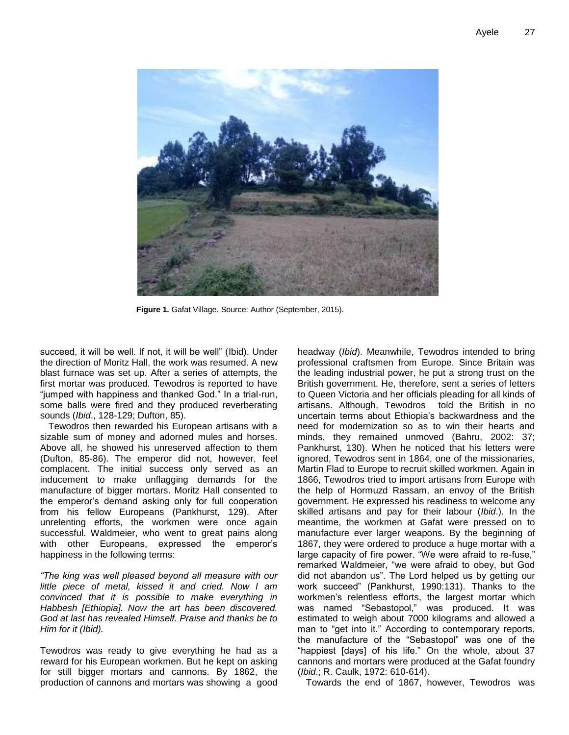**Figure 1.** Gafat Village. Source: Author (September, 2015).

succeed, it will be well. If not, it will be well" (Ibid). Under the direction of Moritz Hall, the work was resumed. A new blast furnace was set up. After a series of attempts, the first mortar was produced. Tewodros is reported to have "jumped with happiness and thanked God." In a trial-run, some balls were fired and they produced reverberating sounds (*Ibid*., 128-129; Dufton, 85).

Tewodros then rewarded his European artisans with a sizable sum of money and adorned mules and horses. Above all, he showed his unreserved affection to them (Dufton, 85-86). The emperor did not, however, feel complacent. The initial success only served as an inducement to make unflagging demands for the manufacture of bigger mortars. Moritz Hall consented to the emperor's demand asking only for full cooperation from his fellow Europeans (Pankhurst, 129). After unrelenting efforts, the workmen were once again successful. Waldmeier, who went to great pains along with other Europeans, expressed the emperor's happiness in the following terms:

*"The king was well pleased beyond all measure with our little piece of metal, kissed it and cried. Now I am convinced that it is possible to make everything in Habbesh [Ethiopia]. Now the art has been discovered. God at last has revealed Himself. Praise and thanks be to Him for it (Ibid).*

Tewodros was ready to give everything he had as a reward for his European workmen. But he kept on asking for still bigger mortars and cannons. By 1862, the production of cannons and mortars was showing a good headway (*Ibid*). Meanwhile, Tewodros intended to bring professional craftsmen from Europe. Since Britain was the leading industrial power, he put a strong trust on the British government. He, therefore, sent a series of letters to Queen Victoria and her officials pleading for all kinds of artisans. Although, Tewodros told the British in no uncertain terms about Ethiopia's backwardness and the need for modernization so as to win their hearts and minds, they remained unmoved (Bahru, 2002: 37; Pankhurst, 130). When he noticed that his letters were ignored, Tewodros sent in 1864, one of the missionaries, Martin Flad to Europe to recruit skilled workmen. Again in 1866, Tewodros tried to import artisans from Europe with the help of Hormuzd Rassam, an envoy of the British government. He expressed his readiness to welcome any skilled artisans and pay for their labour (*Ibid*.). In the meantime, the workmen at Gafat were pressed on to manufacture ever larger weapons. By the beginning of 1867, they were ordered to produce a huge mortar with a large capacity of fire power. "We were afraid to re-fuse," remarked Waldmeier, "we were afraid to obey, but God did not abandon us". The Lord helped us by getting our work succeed" (Pankhurst, 1990:131). Thanks to the workmen's relentless efforts, the largest mortar which was named "Sebastopol," was produced. It was estimated to weigh about 7000 kilograms and allowed a man to "get into it." According to contemporary reports, the manufacture of the "Sebastopol" was one of the "happiest [days] of his life." On the whole, about 37 cannons and mortars were produced at the Gafat foundry (*Ibid*.; R. Caulk, 1972: 610-614).

Towards the end of 1867, however, Tewodros was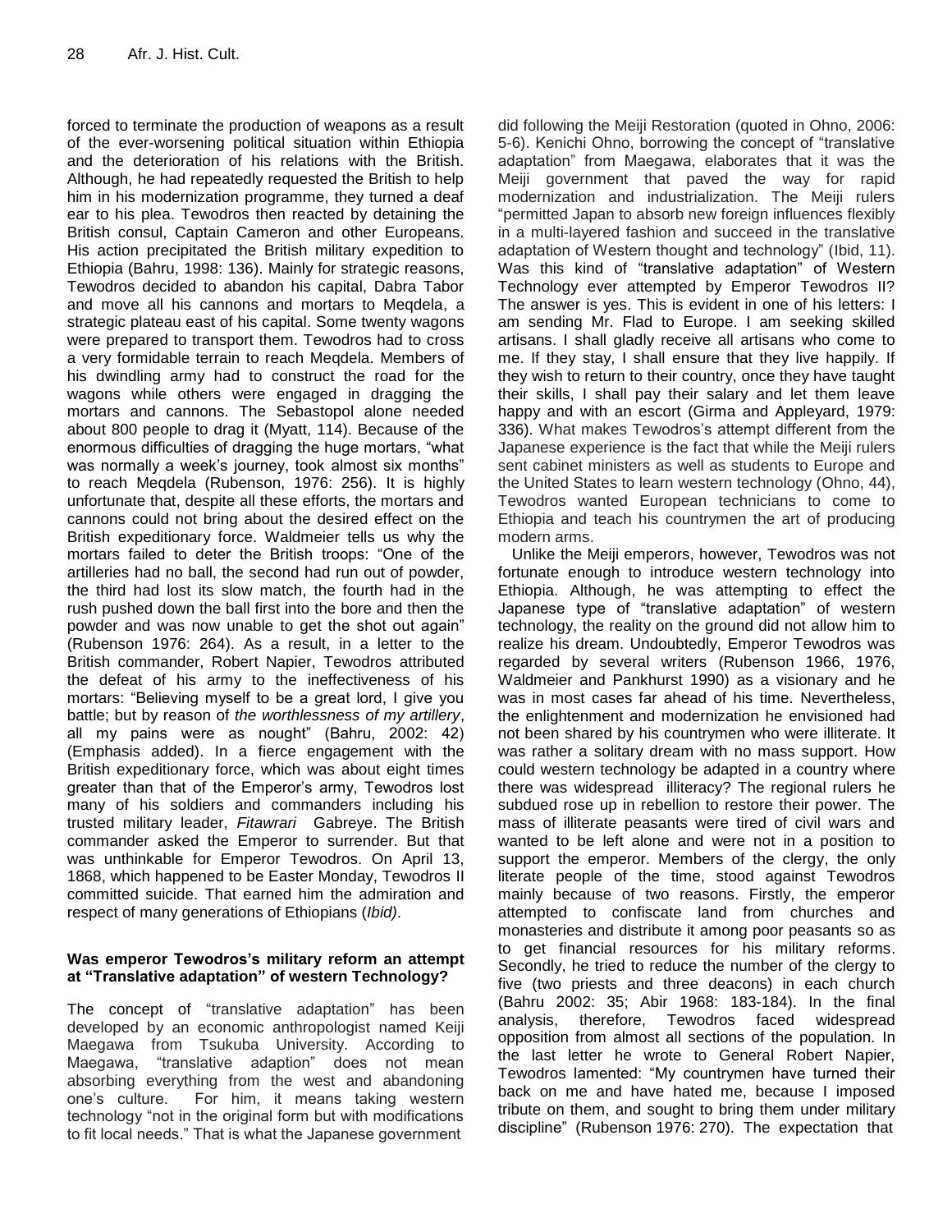forced to terminate the production of weapons as a result of the ever-worsening political situation within Ethiopia and the deterioration of his relations with the British. Although, he had repeatedly requested the British to help him in his modernization programme, they turned a deaf ear to his plea. Tewodros then reacted by detaining the British consul, Captain Cameron and other Europeans. His action precipitated the British military expedition to Ethiopia (Bahru, 1998: 136). Mainly for strategic reasons, Tewodros decided to abandon his capital, Dabra Tabor and move all his cannons and mortars to Meqdela, a strategic plateau east of his capital. Some twenty wagons were prepared to transport them. Tewodros had to cross a very formidable terrain to reach Meqdela. Members of his dwindling army had to construct the road for the wagons while others were engaged in dragging the mortars and cannons. The Sebastopol alone needed about 800 people to drag it (Myatt, 114). Because of the enormous difficulties of dragging the huge mortars, "what was normally a week's journey, took almost six months" to reach Meqdela (Rubenson, 1976: 256). It is highly unfortunate that, despite all these efforts, the mortars and cannons could not bring about the desired effect on the British expeditionary force. Waldmeier tells us why the mortars failed to deter the British troops: "One of the artilleries had no ball, the second had run out of powder, the third had lost its slow match, the fourth had in the rush pushed down the ball first into the bore and then the powder and was now unable to get the shot out again" (Rubenson 1976: 264). As a result, in a letter to the British commander, Robert Napier, Tewodros attributed the defeat of his army to the ineffectiveness of his mortars: "Believing myself to be a great lord, I give you battle; but by reason of *the worthlessness of my artillery*, all my pains were as nought" (Bahru, 2002: 42) (Emphasis added). In a fierce engagement with the British expeditionary force, which was about eight times greater than that of the Emperor's army, Tewodros lost many of his soldiers and commanders including his trusted military leader, *Fitawrari* Gabreye. The British commander asked the Emperor to surrender. But that was unthinkable for Emperor Tewodros. On April 13, 1868, which happened to be Easter Monday, Tewodros II committed suicide. That earned him the admiration and respect of many generations of Ethiopians (*Ibid)*.

### Was emperor Tewodros's military reform an attempt at "Translative adaptation" of western Technology?

The concept of "translative adaptation" has been developed by an economic anthropologist named Keiji Maegawa from Tsukuba University. According to Maegawa, "translative adaption" does not mean absorbing everything from the west and abandoning one's culture. For him, it means taking western technology "not in the original form but with modifications to fit local needs." That is what the Japanese government did following the Meiji Restoration (quoted in Ohno, 2006: 5-6). Kenichi Ohno, borrowing the concept of "translative adaptation" from Maegawa, elaborates that it was the Meiji government that paved the way for rapid modernization and industrialization. The Meiji rulers "permitted Japan to absorb new foreign influences flexibly in a multi-layered fashion and succeed in the translative adaptation of Western thought and technology" (Ibid, 11). Was this kind of "translative adaptation" of Western Technology ever attempted by Emperor Tewodros II? The answer is yes. This is evident in one of his letters: I am sending Mr. Flad to Europe. I am seeking skilled artisans. I shall gladly receive all artisans who come to me. If they stay, I shall ensure that they live happily. If they wish to return to their country, once they have taught their skills, I shall pay their salary and let them leave happy and with an escort (Girma and Appleyard, 1979: 336). What makes Tewodros's attempt different from the Japanese experience is the fact that while the Meiji rulers sent cabinet ministers as well as students to Europe and the United States to learn western technology (Ohno, 44), Tewodros wanted European technicians to come to Ethiopia and teach his countrymen the art of producing modern arms.

Unlike the Meiji emperors, however, Tewodros was not fortunate enough to introduce western technology into Ethiopia. Although, he was attempting to effect the Japanese type of "translative adaptation" of western technology, the reality on the ground did not allow him to realize his dream. Undoubtedly, Emperor Tewodros was regarded by several writers (Rubenson 1966, 1976, Waldmeier and Pankhurst 1990) as a visionary and he was in most cases far ahead of his time. Nevertheless, the enlightenment and modernization he envisioned had not been shared by his countrymen who were illiterate. It was rather a solitary dream with no mass support. How could western technology be adapted in a country where there was widespread illiteracy? The regional rulers he subdued rose up in rebellion to restore their power. The mass of illiterate peasants were tired of civil wars and wanted to be left alone and were not in a position to support the emperor. Members of the clergy, the only literate people of the time, stood against Tewodros mainly because of two reasons. Firstly, the emperor attempted to confiscate land from churches and monasteries and distribute it among poor peasants so as to get financial resources for his military reforms. Secondly, he tried to reduce the number of the clergy to five (two priests and three deacons) in each church (Bahru 2002: 35; Abir 1968: 183-184). In the final analysis, therefore, Tewodros faced widespread opposition from almost all sections of the population. In the last letter he wrote to General Robert Napier, Tewodros lamented: "My countrymen have turned their back on me and have hated me, because I imposed tribute on them, and sought to bring them under military discipline" (Rubenson 1976: 270). The expectation that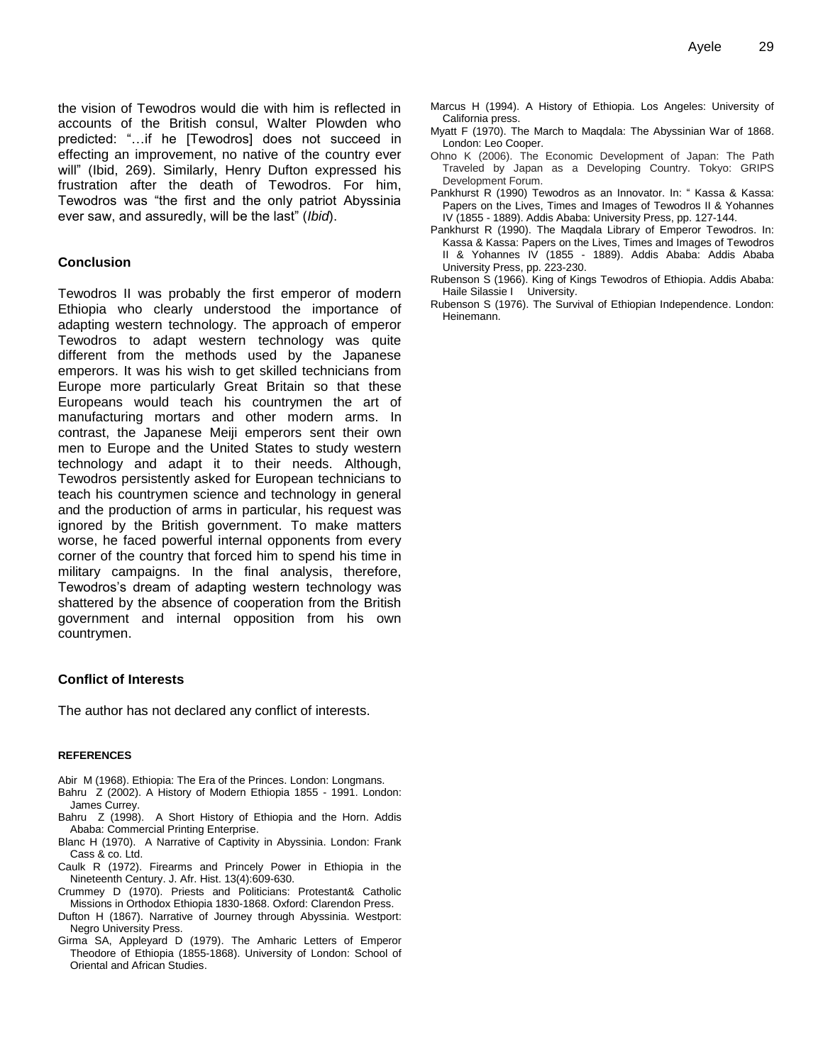the vision of Tewodros would die with him is reflected in accounts of the British consul, Walter Plowden who predicted: "…if he [Tewodros] does not succeed in effecting an improvement, no native of the country ever will" (Ibid, 269). Similarly, Henry Dufton expressed his frustration after the death of Tewodros. For him, Tewodros was "the first and the only patriot Abyssinia ever saw, and assuredly, will be the last" (*Ibid*).

## Conclusion

Tewodros II was probably the first emperor of modern Ethiopia who clearly understood the importance of adapting western technology. The approach of emperor Tewodros to adapt western technology was quite different from the methods used by the Japanese emperors. It was his wish to get skilled technicians from Europe more particularly Great Britain so that these Europeans would teach his countrymen the art of manufacturing mortars and other modern arms. In contrast, the Japanese Meiji emperors sent their own men to Europe and the United States to study western technology and adapt it to their needs. Although, Tewodros persistently asked for European technicians to teach his countrymen science and technology in general and the production of arms in particular, his request was ignored by the British government. To make matters worse, he faced powerful internal opponents from every corner of the country that forced him to spend his time in military campaigns. In the final analysis, therefore, Tewodros's dream of adapting western technology was shattered by the absence of cooperation from the British government and internal opposition from his own countrymen.

## Conflict of Interests

The author has not declared any conflict of interests.

## REFERENCES

Abir M (1968). Ethiopia: The Era of the Princes. London: Longmans.

Bahru Z (2002). A History of Modern Ethiopia 1855 - 1991. London: James Currey.

Bahru Z (1998). A Short History of Ethiopia and the Horn. Addis Ababa: Commercial Printing Enterprise.

Blanc H (1970). A Narrative of Captivity in Abyssinia. London: Frank Cass & co. Ltd.

Caulk R (1972). Firearms and Princely Power in Ethiopia in the Nineteenth Century. J. Afr. Hist. 13(4):609-630.

Crummey D (1970). Priests and Politicians: Protestant& Catholic Missions in Orthodox Ethiopia 1830-1868. Oxford: Clarendon Press.

Dufton H (1867). Narrative of Journey through Abyssinia. Westport: Negro University Press.

Girma SA, Appleyard D (1979). The Amharic Letters of Emperor Theodore of Ethiopia (1855-1868). University of London: School of Oriental and African Studies.

Marcus H (1994). A History of Ethiopia. Los Angeles: University of California press.

Myatt F (1970). The March to Maqdala: The Abyssinian War of 1868. London: Leo Cooper.

Ohno K (2006). The Economic Development of Japan: The Path Traveled by Japan as a Developing Country. Tokyo: GRIPS Development Forum.

Pankhurst R (1990) Tewodros as an Innovator. In: " Kassa & Kassa: Papers on the Lives, Times and Images of Tewodros II & Yohannes IV (1855 - 1889). Addis Ababa: University Press, pp. 127-144.

Pankhurst R (1990). The Maqdala Library of Emperor Tewodros. In: Kassa & Kassa: Papers on the Lives, Times and Images of Tewodros II & Yohannes IV (1855 - 1889). Addis Ababa: Addis Ababa University Press, pp. 223-230.

Rubenson S (1966). King of Kings Tewodros of Ethiopia. Addis Ababa: Haile Silassie I University.

Rubenson S (1976). The Survival of Ethiopian Independence. London: Heinemann.